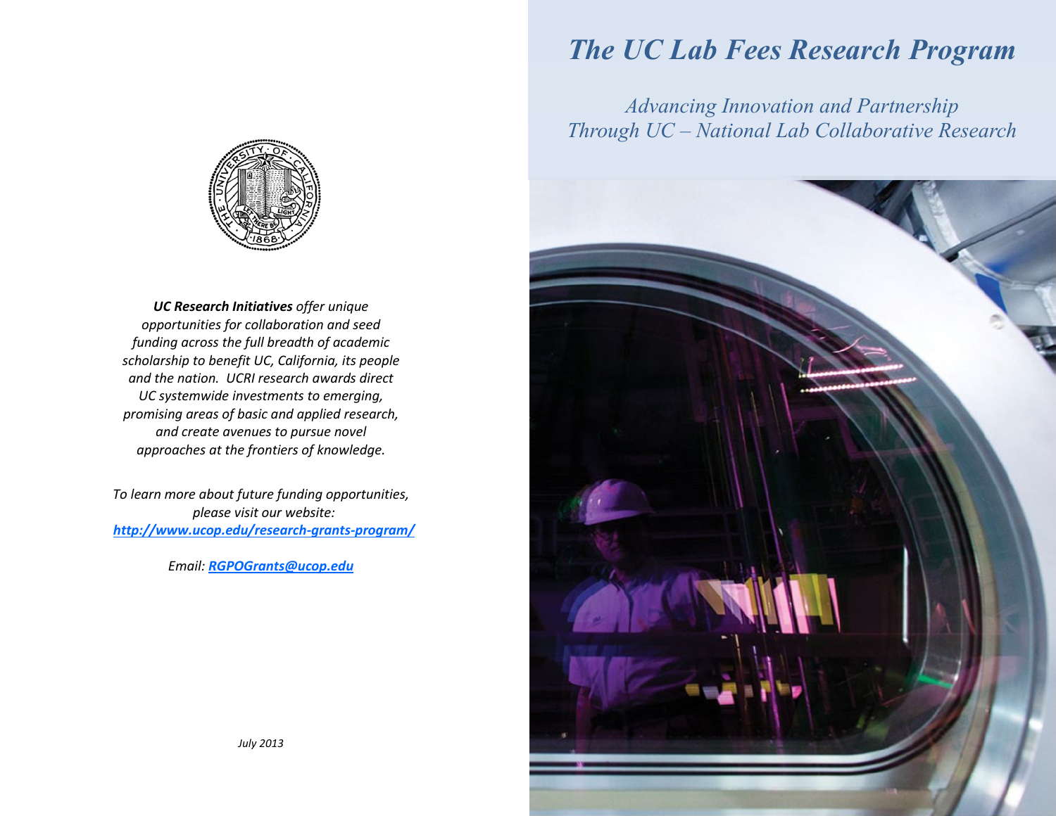# The UC Lab Fees Research Program

*Advancing Innovation and Partnership Through UC – National Lab Collaborative Research*

***UC Research Initiatives*** *offer unique opportunities for collaboration and seed funding across the full breadth of academic scholarship to benefit UC, California, its people and the nation. UCRI research awards direct UC systemwide investments to emerging, promising areas of basic and applied research, and create avenues to pursue novel approaches at the frontiers of knowledge.*

*To learn more about future funding opportunities, please visit our website:*
***http://www.ucop.edu/research-grants-program/***

*Email:* ***RGPOGrants@ucop.edu***

*July 2013*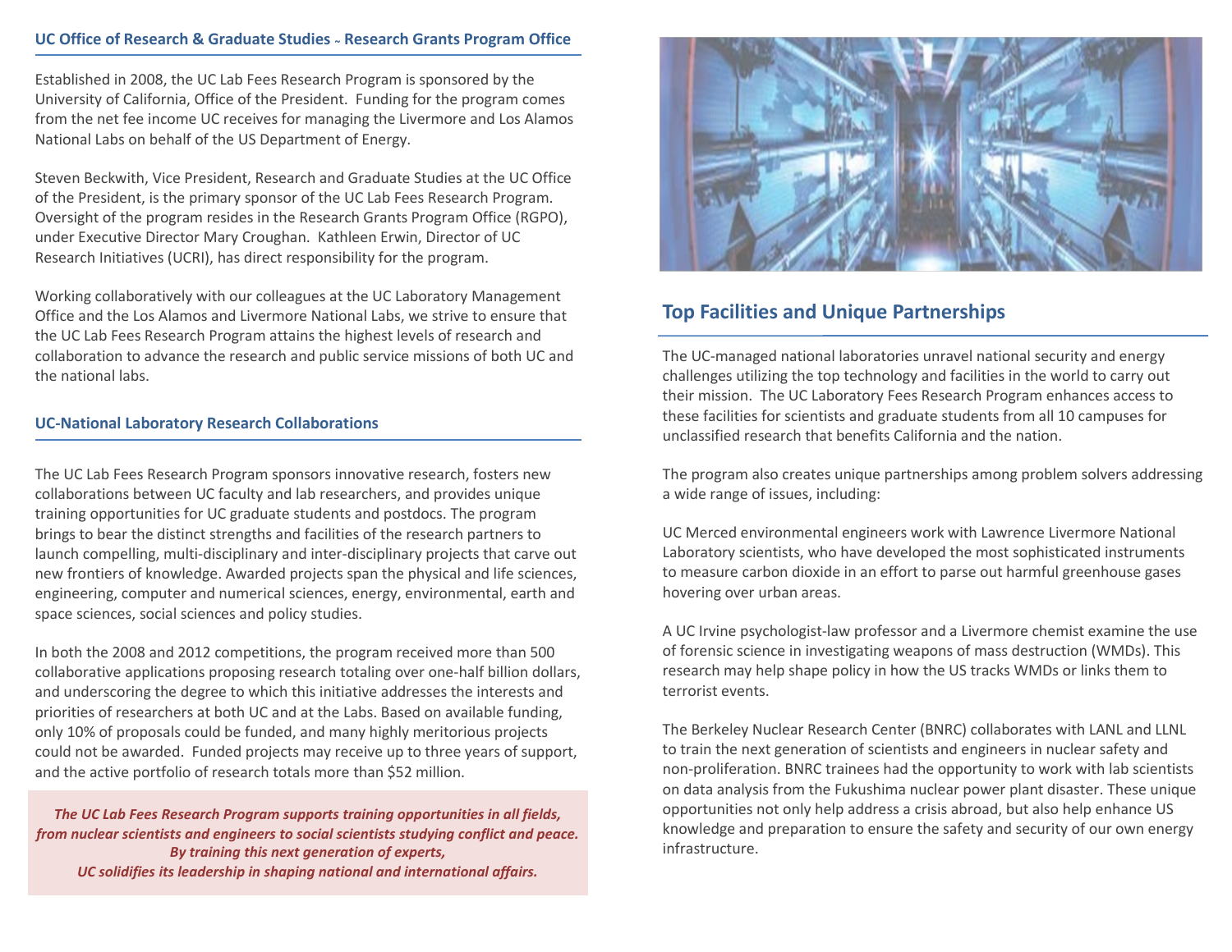## UC Office of Research & Graduate Studies ~ Research Grants Program Office

Established in 2008, the UC Lab Fees Research Program is sponsored by the University of California, Office of the President. Funding for the program comes from the net fee income UC receives for managing the Livermore and Los Alamos National Labs on behalf of the US Department of Energy.

Steven Beckwith, Vice President, Research and Graduate Studies at the UC Office of the President, is the primary sponsor of the UC Lab Fees Research Program. Oversight of the program resides in the Research Grants Program Office (RGPO), under Executive Director Mary Croughan. Kathleen Erwin, Director of UC Research Initiatives (UCRI), has direct responsibility for the program.

Working collaboratively with our colleagues at the UC Laboratory Management Office and the Los Alamos and Livermore National Labs, we strive to ensure that the UC Lab Fees Research Program attains the highest levels of research and collaboration to advance the research and public service missions of both UC and the national labs.

## UC-National Laboratory Research Collaborations

The UC Lab Fees Research Program sponsors innovative research, fosters new collaborations between UC faculty and lab researchers, and provides unique training opportunities for UC graduate students and postdocs. The program brings to bear the distinct strengths and facilities of the research partners to launch compelling, multi-disciplinary and inter-disciplinary projects that carve out new frontiers of knowledge. Awarded projects span the physical and life sciences, engineering, computer and numerical sciences, energy, environmental, earth and space sciences, social sciences and policy studies.

In both the 2008 and 2012 competitions, the program received more than 500 collaborative applications proposing research totaling over one-half billion dollars, and underscoring the degree to which this initiative addresses the interests and priorities of researchers at both UC and at the Labs. Based on available funding, only 10% of proposals could be funded, and many highly meritorious projects could not be awarded. Funded projects may receive up to three years of support, and the active portfolio of research totals more than $52 million.

***The UC Lab Fees Research Program supports training opportunities in all fields, from nuclear scientists and engineers to social scientists studying conflict and peace. By training this next generation of experts, UC solidifies its leadership in shaping national and international affairs.***

## Top Facilities and Unique Partnerships

The UC-managed national laboratories unravel national security and energy challenges utilizing the top technology and facilities in the world to carry out their mission. The UC Laboratory Fees Research Program enhances access to these facilities for scientists and graduate students from all 10 campuses for unclassified research that benefits California and the nation.

The program also creates unique partnerships among problem solvers addressing a wide range of issues, including:

UC Merced environmental engineers work with Lawrence Livermore National Laboratory scientists, who have developed the most sophisticated instruments to measure carbon dioxide in an effort to parse out harmful greenhouse gases hovering over urban areas.

A UC Irvine psychologist-law professor and a Livermore chemist examine the use of forensic science in investigating weapons of mass destruction (WMDs). This research may help shape policy in how the US tracks WMDs or links them to terrorist events.

The Berkeley Nuclear Research Center (BNRC) collaborates with LANL and LLNL to train the next generation of scientists and engineers in nuclear safety and non-proliferation. BNRC trainees had the opportunity to work with lab scientists on data analysis from the Fukushima nuclear power plant disaster. These unique opportunities not only help address a crisis abroad, but also help enhance US knowledge and preparation to ensure the safety and security of our own energy infrastructure.